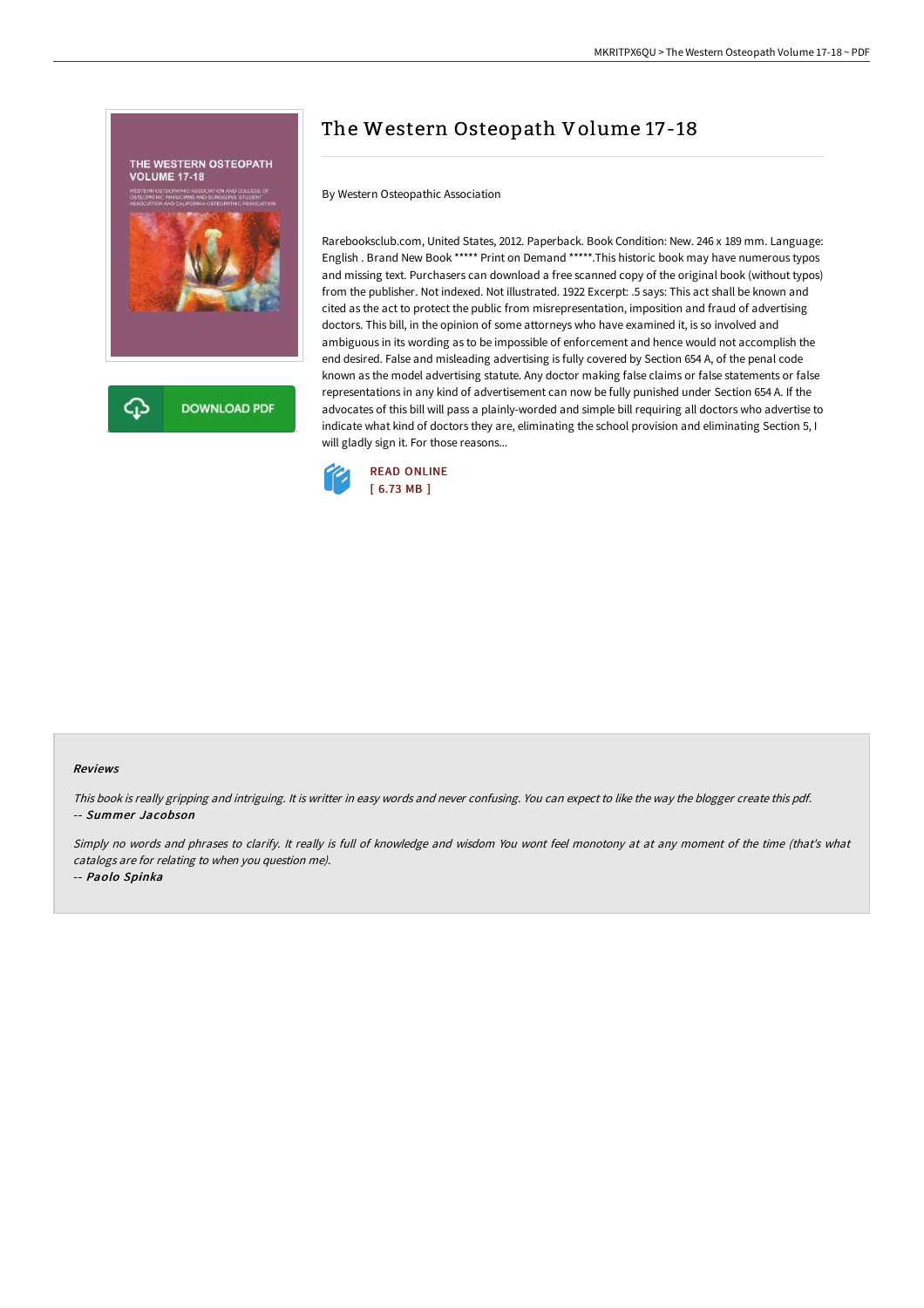# The Western Osteopath Volume 17-18

By Western Osteopathic Association

Rarebooksclub.com, United States, 2012. Paperback. Book Condition: New. 246 x 189 mm. Language: English . Brand New Book ***** Print on Demand *****.This historic book may have numerous typos and missing text. Purchasers can download a free scanned copy of the original book (without typos) from the publisher. Not indexed. Not illustrated. 1922 Excerpt: .5 says: This act shall be known and cited as the act to protect the public from misrepresentation, imposition and fraud of advertising doctors. This bill, in the opinion of some attorneys who have examined it, is so involved and ambiguous in its wording as to be impossible of enforcement and hence would not accomplish the end desired. False and misleading advertising is fully covered by Section 654 A, of the penal code known as the model advertising statute. Any doctor making false claims or false statements or false representations in any kind of advertisement can now be fully punished under Section 654 A. If the advocates of this bill will pass a plainly-worded and simple bill requiring all doctors who advertise to indicate what kind of doctors they are, eliminating the school provision and eliminating Section 5, I will gladly sign it. For those reasons...

READ ONLINE
[ 6.73 MB ]

DOWNLOAD PDF

### Reviews

*This book is really gripping and intriguing. It is writter in easy words and never confusing. You can expect to like the way the blogger create this pdf.*
-- ***Summer Jacobson***

*Simply no words and phrases to clarify. It really is full of knowledge and wisdom You wont feel monotony at at any moment of the time (that's what catalogs are for relating to when you question me).*
-- ***Paolo Spinka***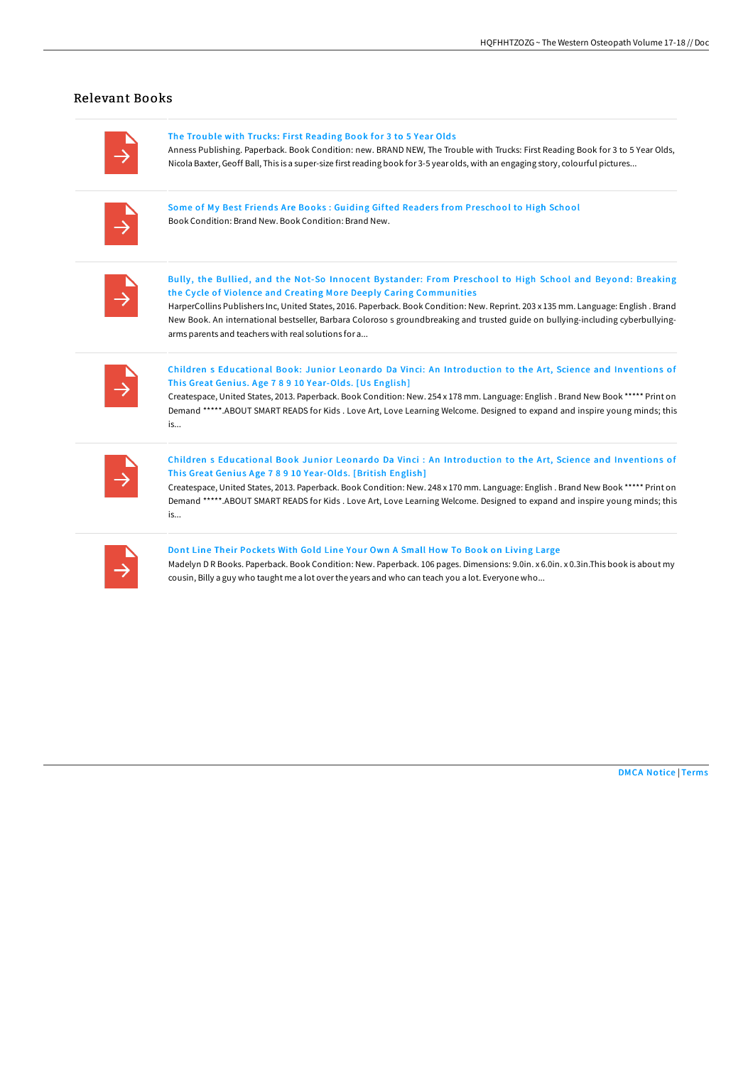## Relevant Books

**The Trouble with Trucks: First Reading Book for 3 to 5 Year Olds**

Anness Publishing. Paperback. Book Condition: new. BRAND NEW, The Trouble with Trucks: First Reading Book for 3 to 5 Year Olds, Nicola Baxter, Geoff Ball, This is a super-size first reading book for 3-5 year olds, with an engaging story, colourful pictures...

**Some of My Best Friends Are Books : Guiding Gifted Readers from Preschool to High School**

Book Condition: Brand New. Book Condition: Brand New.

**Bully, the Bullied, and the Not-So Innocent Bystander: From Preschool to High School and Beyond: Breaking the Cycle of Violence and Creating More Deeply Caring Communities**

HarperCollins Publishers Inc, United States, 2016. Paperback. Book Condition: New. Reprint. 203 x 135 mm. Language: English . Brand New Book. An international bestseller, Barbara Coloroso s groundbreaking and trusted guide on bullying-including cyberbullying-arms parents and teachers with real solutions for a...

**Children s Educational Book: Junior Leonardo Da Vinci: An Introduction to the Art, Science and Inventions of This Great Genius. Age 7 8 9 10 Year-Olds. [Us English]**

Createspace, United States, 2013. Paperback. Book Condition: New. 254 x 178 mm. Language: English . Brand New Book ***** Print on Demand *****.ABOUT SMART READS for Kids . Love Art, Love Learning Welcome. Designed to expand and inspire young minds; this is...

**Children s Educational Book Junior Leonardo Da Vinci : An Introduction to the Art, Science and Inventions of This Great Genius Age 7 8 9 10 Year-Olds. [British English]**

Createspace, United States, 2013. Paperback. Book Condition: New. 248 x 170 mm. Language: English . Brand New Book ***** Print on Demand *****.ABOUT SMART READS for Kids . Love Art, Love Learning Welcome. Designed to expand and inspire young minds; this is...

**Dont Line Their Pockets With Gold Line Your Own A Small How To Book on Living Large**

Madelyn D R Books. Paperback. Book Condition: New. Paperback. 106 pages. Dimensions: 9.0in. x 6.0in. x 0.3in.This book is about my cousin, Billy a guy who taught me a lot over the years and who can teach you a lot. Everyone who...